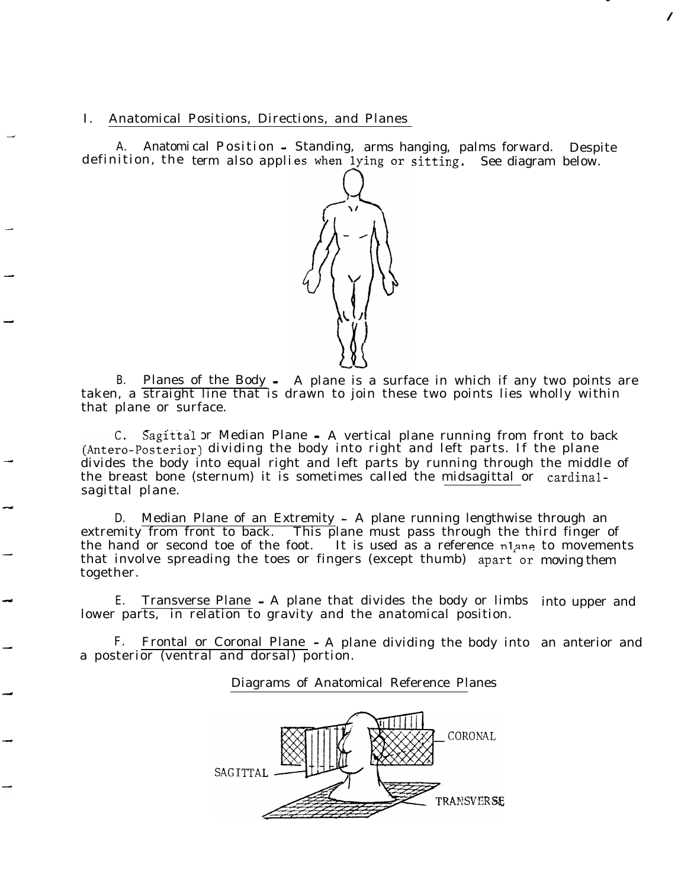## I. Anatomical Positions, Directions, and Planes

A. Anatomical Position - Standing, arms hanging, palms forward. Despite definition, the term also applies when lying or sitting. See diagram below.

B. Planes of the Body - A plane is a surface in which if any two points are taken, a straight line that is drawn to join these two points lies wholly within that plane or surface.

C. Sagittal or Median Plane - A vertical plane running from front to back (Antero-Posterior) dividing the body into right and left parts. If the plane divides the body into equal right and left parts by running through the middle of the breast bone (sternum) it is sometimes called the midsagittal or cardinal-sagittal plane.

D. Median Plane of an Extremity - A plane running lengthwise through an extremity from front to back. This plane must pass through the third finger of the hand or second toe of the foot. It is used as a reference plane to movements that involve spreading the toes or fingers (except thumb) apart or moving them together.

E. Transverse Plane - A plane that divides the body or limbs into upper and lower parts, in relation to gravity and the anatomical position.

F. Frontal or Coronal Plane - A plane dividing the body into an anterior and a posterior (ventral and dorsal) portion.

Diagrams of Anatomical Reference Planes

CORONAL

SAGITTAL

TRANSVERSE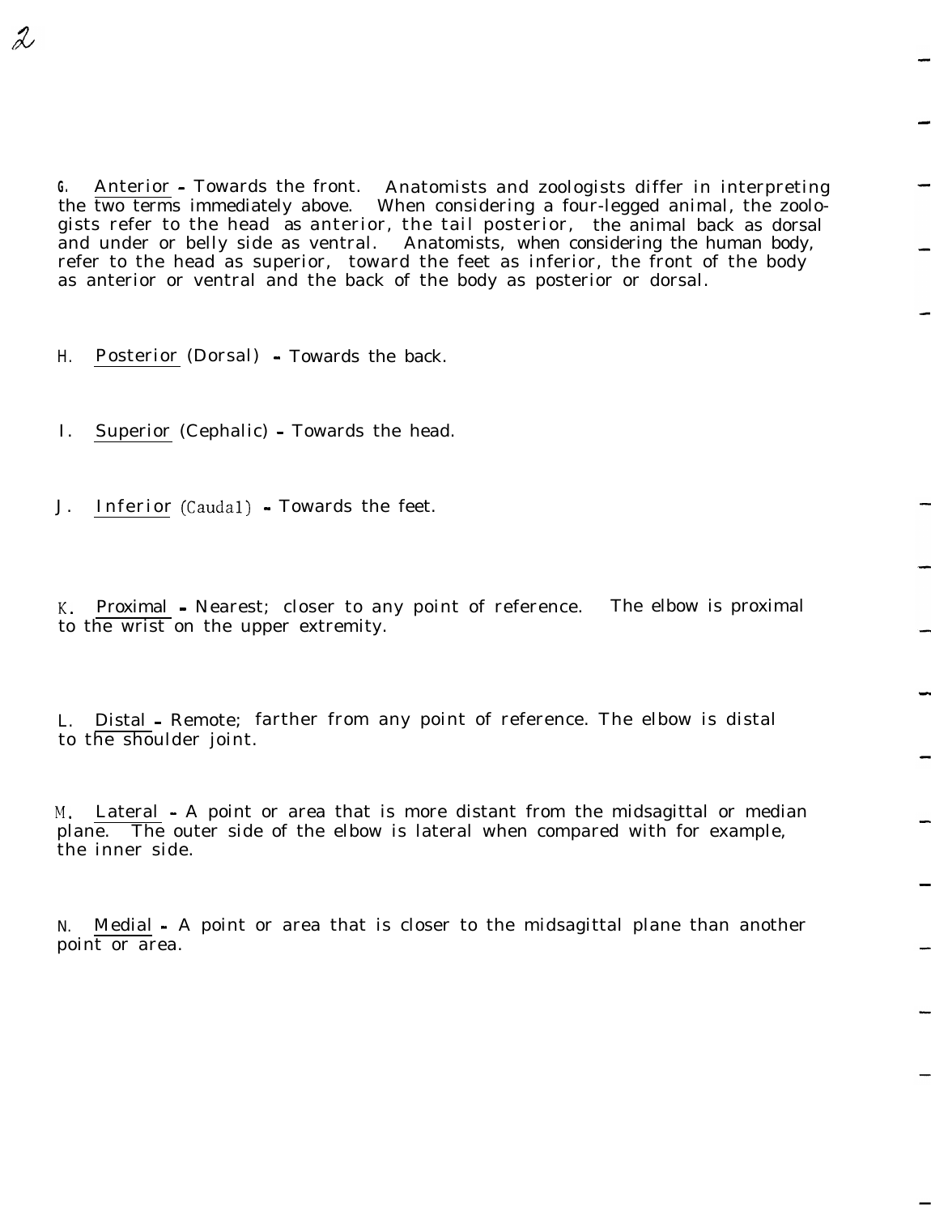G. Anterior - Towards the front. Anatomists and zoologists differ in interpreting the two terms immediately above. When considering a four-legged animal, the zoologists refer to the head as anterior, the tail posterior, the animal back as dorsal and under or belly side as ventral. Anatomists, when considering the human body, refer to the head as superior, toward the feet as inferior, the front of the body as anterior or ventral and the back of the body as posterior or dorsal.

H. Posterior (Dorsal) - Towards the back.

I. Superior (Cephalic) - Towards the head.

J. Inferior (Caudal) - Towards the feet.

K. Proximal - Nearest; closer to any point of reference. The elbow is proximal to the wrist on the upper extremity.

L. Distal - Remote; farther from any point of reference. The elbow is distal to the shoulder joint.

M. Lateral - A point or area that is more distant from the midsagittal or median plane. The outer side of the elbow is lateral when compared with for example, the inner side.

N. Medial - A point or area that is closer to the midsagittal plane than another point or area.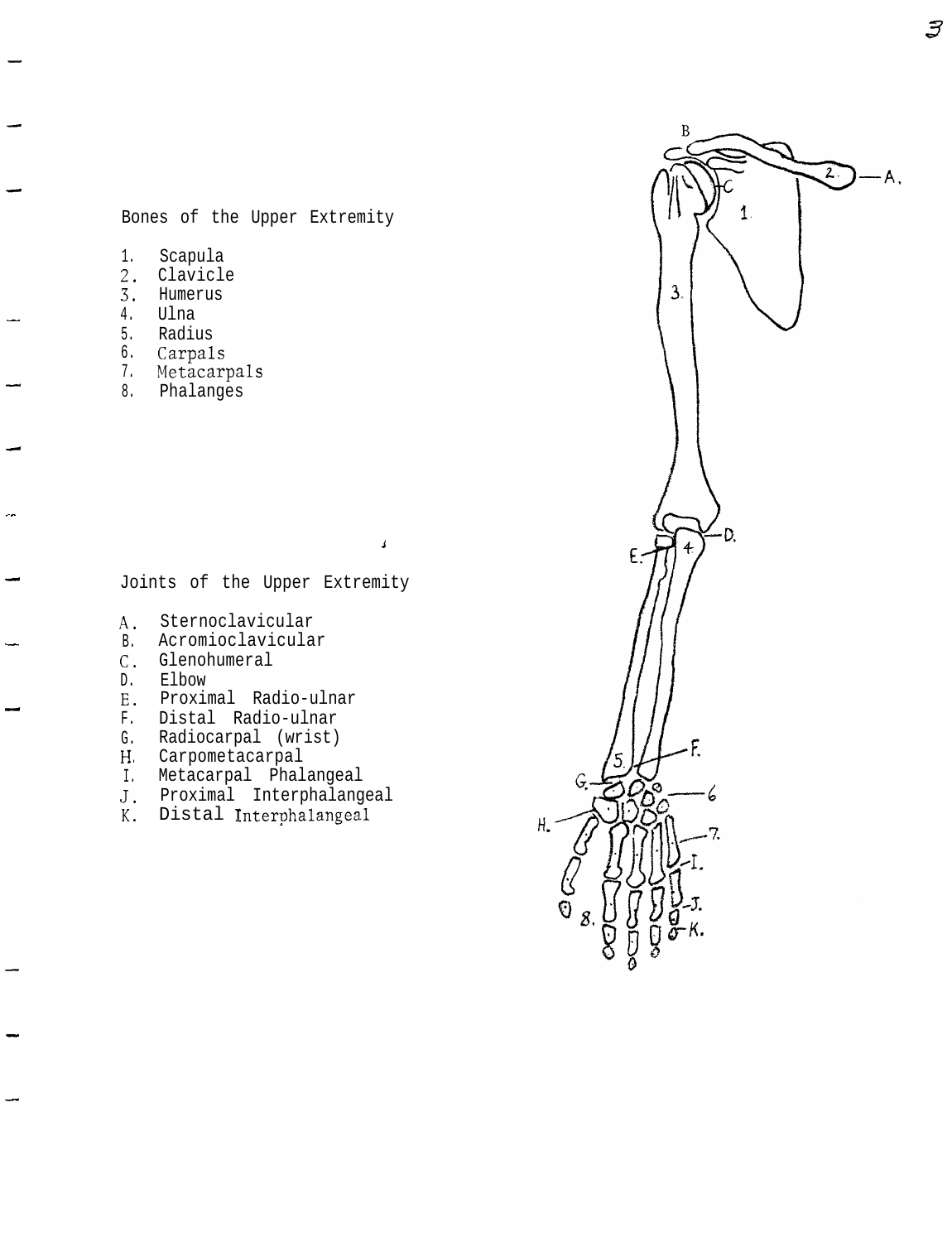## Bones of the Upper Extremity

1. Scapula
2. Clavicle
3. Humerus
4. Ulna
5. Radius
6. Carpals
7. Metacarpals
8. Phalanges

## Joints of the Upper Extremity

A. Sternoclavicular
B. Acromioclavicular
C. Glenohumeral
D. Elbow
E. Proximal Radio-ulnar
F. Distal Radio-ulnar
G. Radiocarpal (wrist)
H. Carpometacarpal
I. Metacarpal Phalangeal
J. Proximal Interphalangeal
K. Distal Interphalangeal